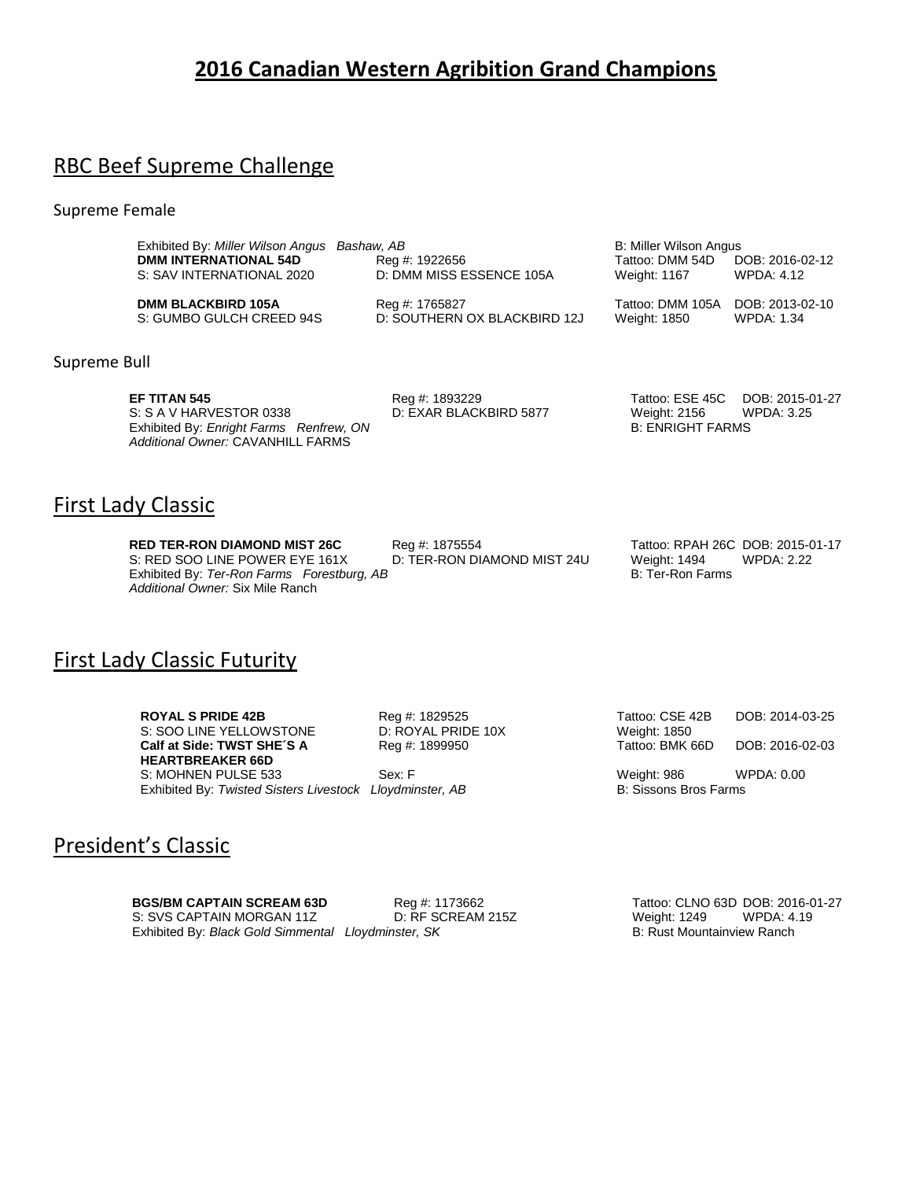# 2016 Canadian Western Agribition Grand Champions

## RBC Beef Supreme Challenge

### Supreme Female

Exhibited By: *Miller Wilson Angus Bashaw, AB* B: Miller Wilson Angus

| | | | |
|---|---|---|---|
| **DMM INTERNATIONAL 54D** | Reg #: 1922656 | Tattoo: DMM 54D | DOB: 2016-02-12 |
| S: SAV INTERNATIONAL 2020 | D: DMM MISS ESSENCE 105A | Weight: 1167 | WPDA: 4.12 |
| **DMM BLACKBIRD 105A** | Reg #: 1765827 | Tattoo: DMM 105A | DOB: 2013-02-10 |
| S: GUMBO GULCH CREED 94S | D: SOUTHERN OX BLACKBIRD 12J | Weight: 1850 | WPDA: 1.34 |

### Supreme Bull

| | | | |
|---|---|---|---|
| **EF TITAN 545** | Reg #: 1893229 | Tattoo: ESE 45C | DOB: 2015-01-27 |
| S: S A V HARVESTOR 0338 | D: EXAR BLACKBIRD 5877 | Weight: 2156 | WPDA: 3.25 |

Exhibited By: *Enright Farms Renfrew, ON* B: ENRIGHT FARMS
*Additional Owner:* CAVANHILL FARMS

## First Lady Classic

| | | | |
|---|---|---|---|
| **RED TER-RON DIAMOND MIST 26C** | Reg #: 1875554 | Tattoo: RPAH 26C | DOB: 2015-01-17 |
| S: RED SOO LINE POWER EYE 161X | D: TER-RON DIAMOND MIST 24U | Weight: 1494 | WPDA: 2.22 |

Exhibited By: *Ter-Ron Farms Forestburg, AB* B: Ter-Ron Farms
*Additional Owner:* Six Mile Ranch

## First Lady Classic Futurity

| | | | |
|---|---|---|---|
| **ROYAL S PRIDE 42B** | Reg #: 1829525 | Tattoo: CSE 42B | DOB: 2014-03-25 |
| S: SOO LINE YELLOWSTONE | D: ROYAL PRIDE 10X | Weight: 1850 | |
| **Calf at Side: TWST SHE´S A HEARTBREAKER 66D** | Reg #: 1899950 | Tattoo: BMK 66D | DOB: 2016-02-03 |
| S: MOHNEN PULSE 533 | Sex: F | Weight: 986 | WPDA: 0.00 |

Exhibited By: *Twisted Sisters Livestock Lloydminster, AB* B: Sissons Bros Farms

## President's Classic

| | | | |
|---|---|---|---|
| **BGS/BM CAPTAIN SCREAM 63D** | Reg #: 1173662 | Tattoo: CLNO 63D | DOB: 2016-01-27 |
| S: SVS CAPTAIN MORGAN 11Z | D: RF SCREAM 215Z | Weight: 1249 | WPDA: 4.19 |

Exhibited By: *Black Gold Simmental Lloydminster, SK* B: Rust Mountainview Ranch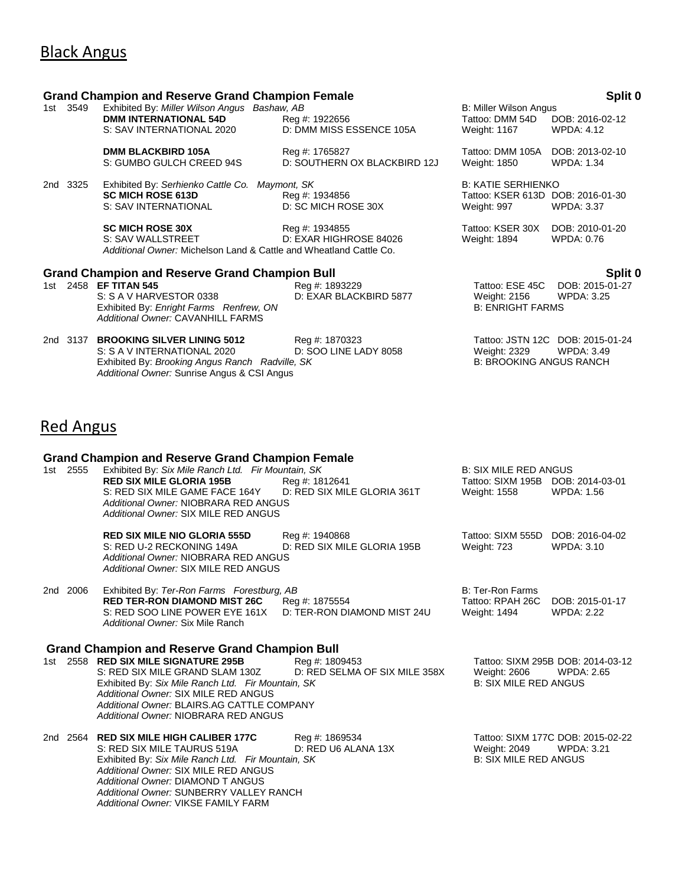# Black Angus

### Grand Champion and Reserve Grand Champion Female

**Split 0**

1st 3549 Exhibited By: *Miller Wilson Angus Bashaw, AB* B: Miller Wilson Angus

**DMM INTERNATIONAL 54D** Reg #: 1922656 Tattoo: DMM 54D DOB: 2016-02-12
S: SAV INTERNATIONAL 2020 D: DMM MISS ESSENCE 105A Weight: 1167 WPDA: 4.12

**DMM BLACKBIRD 105A** Reg #: 1765827 Tattoo: DMM 105A DOB: 2013-02-10
S: GUMBO GULCH CREED 94S D: SOUTHERN OX BLACKBIRD 12J Weight: 1850 WPDA: 1.34

2nd 3325 Exhibited By: *Serhienko Cattle Co. Maymont, SK* B: KATIE SERHIENKO

**SC MICH ROSE 613D** Reg #: 1934856 Tattoo: KSER 613D DOB: 2016-01-30
S: SAV INTERNATIONAL D: SC MICH ROSE 30X Weight: 997 WPDA: 3.37

**SC MICH ROSE 30X** Reg #: 1934855 Tattoo: KSER 30X DOB: 2010-01-20
S: SAV WALLSTREET D: EXAR HIGHROSE 84026 Weight: 1894 WPDA: 0.76
*Additional Owner:* Michelson Land & Cattle and Wheatland Cattle Co.

### Grand Champion and Reserve Grand Champion Bull

**Split 0**

1st 2458 **EF TITAN 545** Reg #: 1893229 Tattoo: ESE 45C DOB: 2015-01-27
S: S A V HARVESTOR 0338 D: EXAR BLACKBIRD 5877 Weight: 2156 WPDA: 3.25
Exhibited By: *Enright Farms Renfrew, ON* B: ENRIGHT FARMS
*Additional Owner:* CAVANHILL FARMS

2nd 3137 **BROOKING SILVER LINING 5012** Reg #: 1870323 Tattoo: JSTN 12C DOB: 2015-01-24
S: S A V INTERNATIONAL 2020 D: SOO LINE LADY 8058 Weight: 2329 WPDA: 3.49
Exhibited By: *Brooking Angus Ranch Radville, SK* B: BROOKING ANGUS RANCH
*Additional Owner:* Sunrise Angus & CSI Angus

# Red Angus

### Grand Champion and Reserve Grand Champion Female

1st 2555 Exhibited By: *Six Mile Ranch Ltd. Fir Mountain, SK* B: SIX MILE RED ANGUS

**RED SIX MILE GLORIA 195B** Reg #: 1812641 Tattoo: SIXM 195B DOB: 2014-03-01
S: RED SIX MILE GAME FACE 164Y D: RED SIX MILE GLORIA 361T Weight: 1558 WPDA: 1.56
*Additional Owner:* NIOBRARA RED ANGUS
*Additional Owner:* SIX MILE RED ANGUS

**RED SIX MILE NIO GLORIA 555D** Reg #: 1940868 Tattoo: SIXM 555D DOB: 2016-04-02
S: RED U-2 RECKONING 149A D: RED SIX MILE GLORIA 195B Weight: 723 WPDA: 3.10
*Additional Owner:* NIOBRARA RED ANGUS
*Additional Owner:* SIX MILE RED ANGUS

2nd 2006 Exhibited By: *Ter-Ron Farms Forestburg, AB* B: Ter-Ron Farms

**RED TER-RON DIAMOND MIST 26C** Reg #: 1875554 Tattoo: RPAH 26C DOB: 2015-01-17
S: RED SOO LINE POWER EYE 161X D: TER-RON DIAMOND MIST 24U Weight: 1494 WPDA: 2.22
*Additional Owner:* Six Mile Ranch

### Grand Champion and Reserve Grand Champion Bull

1st 2558 **RED SIX MILE SIGNATURE 295B** Reg #: 1809453 Tattoo: SIXM 295B DOB: 2014-03-12
S: RED SIX MILE GRAND SLAM 130Z D: RED SELMA OF SIX MILE 358X Weight: 2606 WPDA: 2.65
Exhibited By: *Six Mile Ranch Ltd. Fir Mountain, SK* B: SIX MILE RED ANGUS
*Additional Owner:* SIX MILE RED ANGUS
*Additional Owner:* BLAIRS.AG CATTLE COMPANY
*Additional Owner:* NIOBRARA RED ANGUS

2nd 2564 **RED SIX MILE HIGH CALIBER 177C** Reg #: 1869534 Tattoo: SIXM 177C DOB: 2015-02-22
S: RED SIX MILE TAURUS 519A D: RED U6 ALANA 13X Weight: 2049 WPDA: 3.21
Exhibited By: *Six Mile Ranch Ltd. Fir Mountain, SK* B: SIX MILE RED ANGUS
*Additional Owner:* SIX MILE RED ANGUS
*Additional Owner:* DIAMOND T ANGUS
*Additional Owner:* SUNBERRY VALLEY RANCH
*Additional Owner:* VIKSE FAMILY FARM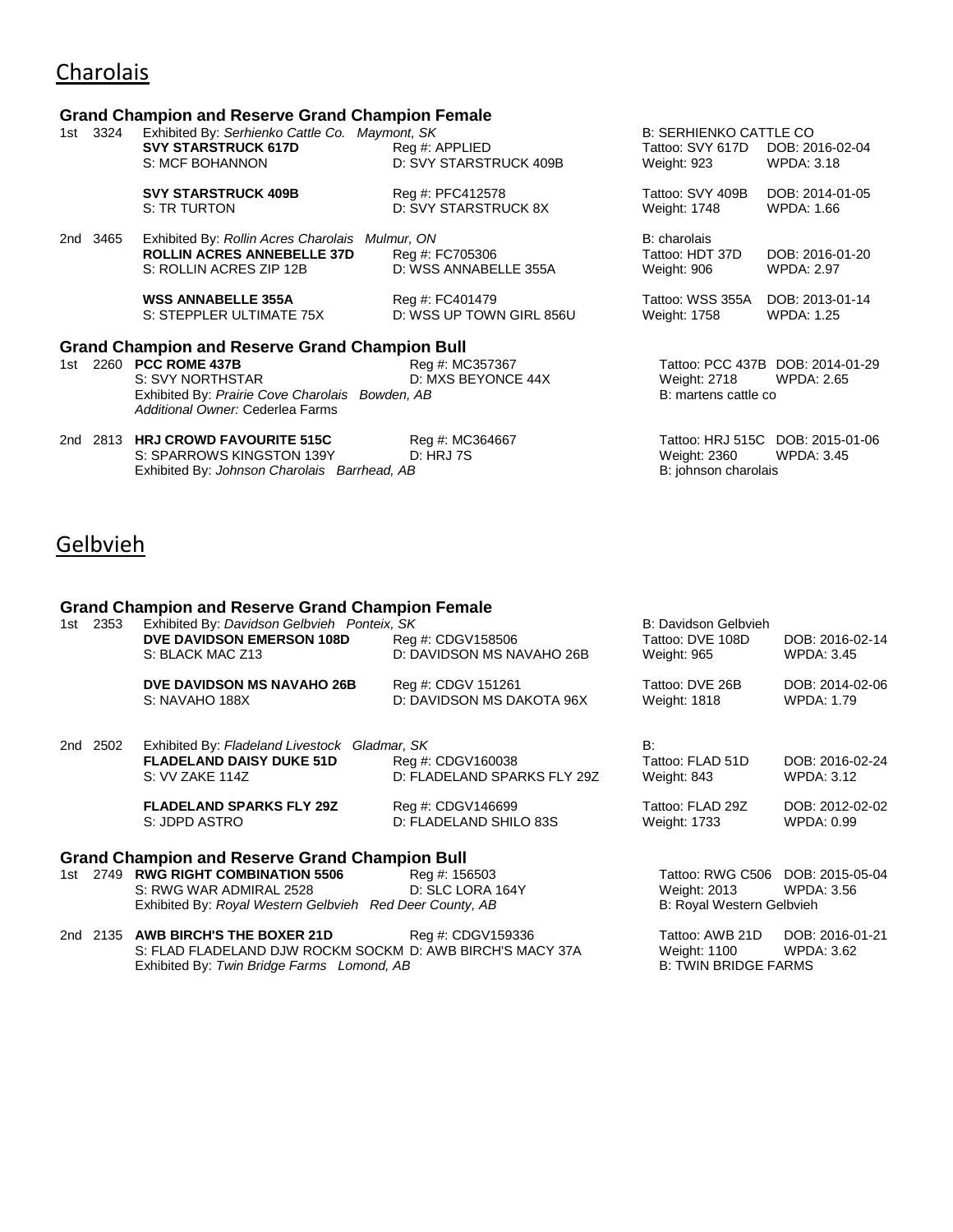## Charolais

### Grand Champion and Reserve Grand Champion Female

1st 3324 Exhibited By: *Serhienko Cattle Co. Maymont, SK* B: SERHIENKO CATTLE CO

| | | | |
|---|---|---|---|
| **SVY STARSTRUCK 617D** | Reg #: APPLIED | Tattoo: SVY 617D | DOB: 2016-02-04 |
| S: MCF BOHANNON | D: SVY STARSTRUCK 409B | Weight: 923 | WPDA: 3.18 |
| **SVY STARSTRUCK 409B** | Reg #: PFC412578 | Tattoo: SVY 409B | DOB: 2014-01-05 |
| S: TR TURTON | D: SVY STARSTRUCK 8X | Weight: 1748 | WPDA: 1.66 |

2nd 3465 Exhibited By: *Rollin Acres Charolais Mulmur, ON* B: charolais

| | | | |
|---|---|---|---|
| **ROLLIN ACRES ANNEBELLE 37D** | Reg #: FC705306 | Tattoo: HDT 37D | DOB: 2016-01-20 |
| S: ROLLIN ACRES ZIP 12B | D: WSS ANNABELLE 355A | Weight: 906 | WPDA: 2.97 |
| **WSS ANNABELLE 355A** | Reg #: FC401479 | Tattoo: WSS 355A | DOB: 2013-01-14 |
| S: STEPPLER ULTIMATE 75X | D: WSS UP TOWN GIRL 856U | Weight: 1758 | WPDA: 1.25 |

### Grand Champion and Reserve Grand Champion Bull

1st 2260 **PCC ROME 437B** Reg #: MC357367 Tattoo: PCC 437B DOB: 2014-01-29
S: SVY NORTHSTAR D: MXS BEYONCE 44X Weight: 2718 WPDA: 2.65
Exhibited By: *Prairie Cove Charolais Bowden, AB* B: martens cattle co
*Additional Owner:* Cederlea Farms

2nd 2813 **HRJ CROWD FAVOURITE 515C** Reg #: MC364667 Tattoo: HRJ 515C DOB: 2015-01-06
S: SPARROWS KINGSTON 139Y D: HRJ 7S Weight: 2360 WPDA: 3.45
Exhibited By: *Johnson Charolais Barrhead, AB* B: johnson charolais

## Gelbvieh

### Grand Champion and Reserve Grand Champion Female

1st 2353 Exhibited By: *Davidson Gelbvieh Ponteix, SK* B: Davidson Gelbvieh

| | | | |
|---|---|---|---|
| **DVE DAVIDSON EMERSON 108D** | Reg #: CDGV158506 | Tattoo: DVE 108D | DOB: 2016-02-14 |
| S: BLACK MAC Z13 | D: DAVIDSON MS NAVAHO 26B | Weight: 965 | WPDA: 3.45 |
| **DVE DAVIDSON MS NAVAHO 26B** | Reg #: CDGV 151261 | Tattoo: DVE 26B | DOB: 2014-02-06 |
| S: NAVAHO 188X | D: DAVIDSON MS DAKOTA 96X | Weight: 1818 | WPDA: 1.79 |

2nd 2502 Exhibited By: *Fladeland Livestock Gladmar, SK* B:

| | | | |
|---|---|---|---|
| **FLADELAND DAISY DUKE 51D** | Reg #: CDGV160038 | Tattoo: FLAD 51D | DOB: 2016-02-24 |
| S: VV ZAKE 114Z | D: FLADELAND SPARKS FLY 29Z | Weight: 843 | WPDA: 3.12 |
| **FLADELAND SPARKS FLY 29Z** | Reg #: CDGV146699 | Tattoo: FLAD 29Z | DOB: 2012-02-02 |
| S: JDPD ASTRO | D: FLADELAND SHILO 83S | Weight: 1733 | WPDA: 0.99 |

### Grand Champion and Reserve Grand Champion Bull

1st 2749 **RWG RIGHT COMBINATION 5506** Reg #: 156503 Tattoo: RWG C506 DOB: 2015-05-04
S: RWG WAR ADMIRAL 2528 D: SLC LORA 164Y Weight: 2013 WPDA: 3.56
Exhibited By: *Royal Western Gelbvieh Red Deer County, AB* B: Royal Western Gelbvieh

2nd 2135 **AWB BIRCH'S THE BOXER 21D** Reg #: CDGV159336 Tattoo: AWB 21D DOB: 2016-01-21
S: FLAD FLADELAND DJW ROCKM SOCKM D: AWB BIRCH'S MACY 37A Weight: 1100 WPDA: 3.62
Exhibited By: *Twin Bridge Farms Lomond, AB* B: TWIN BRIDGE FARMS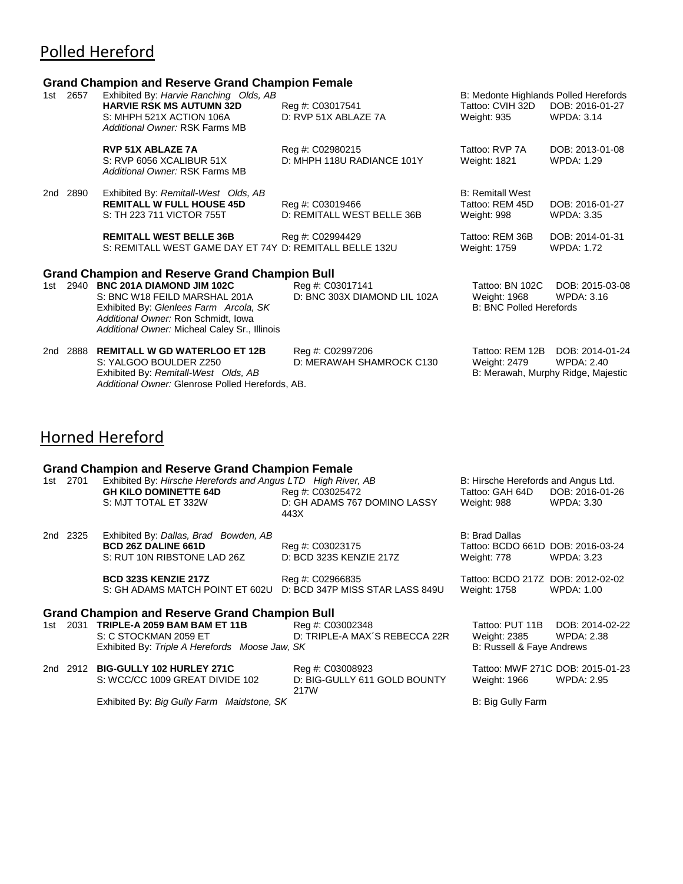## Polled Hereford

### Grand Champion and Reserve Grand Champion Female

1st 2657 Exhibited By: *Harvie Ranching Olds, AB* — B: Medonte Highlands Polled Herefords
**HARVIE RSK MS AUTUMN 32D** — Reg #: C03017541 — Tattoo: CVIH 32D — DOB: 2016-01-27
S: MHPH 521X ACTION 106A — D: RVP 51X ABLAZE 7A — Weight: 935 — WPDA: 3.14
*Additional Owner:* RSK Farms MB

**RVP 51X ABLAZE 7A** — Reg #: C02980215 — Tattoo: RVP 7A — DOB: 2013-01-08
S: RVP 6056 XCALIBUR 51X — D: MHPH 118U RADIANCE 101Y — Weight: 1821 — WPDA: 1.29
*Additional Owner:* RSK Farms MB

2nd 2890 Exhibited By: *Remitall-West Olds, AB* — B: Remitall West
**REMITALL W FULL HOUSE 45D** — Reg #: C03019466 — Tattoo: REM 45D — DOB: 2016-01-27
S: TH 223 711 VICTOR 755T — D: REMITALL WEST BELLE 36B — Weight: 998 — WPDA: 3.35

**REMITALL WEST BELLE 36B** — Reg #: C02994429 — Tattoo: REM 36B — DOB: 2014-01-31
S: REMITALL WEST GAME DAY ET 74Y — D: REMITALL BELLE 132U — Weight: 1759 — WPDA: 1.72

### Grand Champion and Reserve Grand Champion Bull

1st 2940 **BNC 201A DIAMOND JIM 102C** — Reg #: C03017141 — Tattoo: BN 102C — DOB: 2015-03-08
S: BNC W18 FEILD MARSHAL 201A — D: BNC 303X DIAMOND LIL 102A — Weight: 1968 — WPDA: 3.16
Exhibited By: *Glenlees Farm Arcola, SK* — B: BNC Polled Herefords
*Additional Owner:* Ron Schmidt, Iowa
*Additional Owner:* Micheal Caley Sr., Illinois

2nd 2888 **REMITALL W GD WATERLOO ET 12B** — Reg #: C02997206 — Tattoo: REM 12B — DOB: 2014-01-24
S: YALGOO BOULDER Z250 — D: MERAWAH SHAMROCK C130 — Weight: 2479 — WPDA: 2.40
Exhibited By: *Remitall-West Olds, AB* — B: Merawah, Murphy Ridge, Majestic
*Additional Owner:* Glenrose Polled Herefords, AB.

## Horned Hereford

### Grand Champion and Reserve Grand Champion Female

1st 2701 Exhibited By: *Hirsche Herefords and Angus LTD High River, AB* — B: Hirsche Herefords and Angus Ltd.
**GH KILO DOMINETTE 64D** — Reg #: C03025472 — Tattoo: GAH 64D — DOB: 2016-01-26
S: MJT TOTAL ET 332W — D: GH ADAMS 767 DOMINO LASSY 443X — Weight: 988 — WPDA: 3.30

2nd 2325 Exhibited By: *Dallas, Brad Bowden, AB* — B: Brad Dallas
**BCD 26Z DALINE 661D** — Reg #: C03023175 — Tattoo: BCDO 661D — DOB: 2016-03-24
S: RUT 10N RIBSTONE LAD 26Z — D: BCD 323S KENZIE 217Z — Weight: 778 — WPDA: 3.23

**BCD 323S KENZIE 217Z** — Reg #: C02966835 — Tattoo: BCDO 217Z — DOB: 2012-02-02
S: GH ADAMS MATCH POINT ET 602U — D: BCD 347P MISS STAR LASS 849U — Weight: 1758 — WPDA: 1.00

### Grand Champion and Reserve Grand Champion Bull

1st 2031 **TRIPLE-A 2059 BAM BAM ET 11B** — Reg #: C03002348 — Tattoo: PUT 11B — DOB: 2014-02-22
S: C STOCKMAN 2059 ET — D: TRIPLE-A MAX´S REBECCA 22R — Weight: 2385 — WPDA: 2.38
Exhibited By: *Triple A Herefords Moose Jaw, SK* — B: Russell & Faye Andrews

2nd 2912 **BIG-GULLY 102 HURLEY 271C** — Reg #: C03008923 — Tattoo: MWF 271C — DOB: 2015-01-23
S: WCC/CC 1009 GREAT DIVIDE 102 — D: BIG-GULLY 611 GOLD BOUNTY 217W — Weight: 1966 — WPDA: 2.95
Exhibited By: *Big Gully Farm Maidstone, SK* — B: Big Gully Farm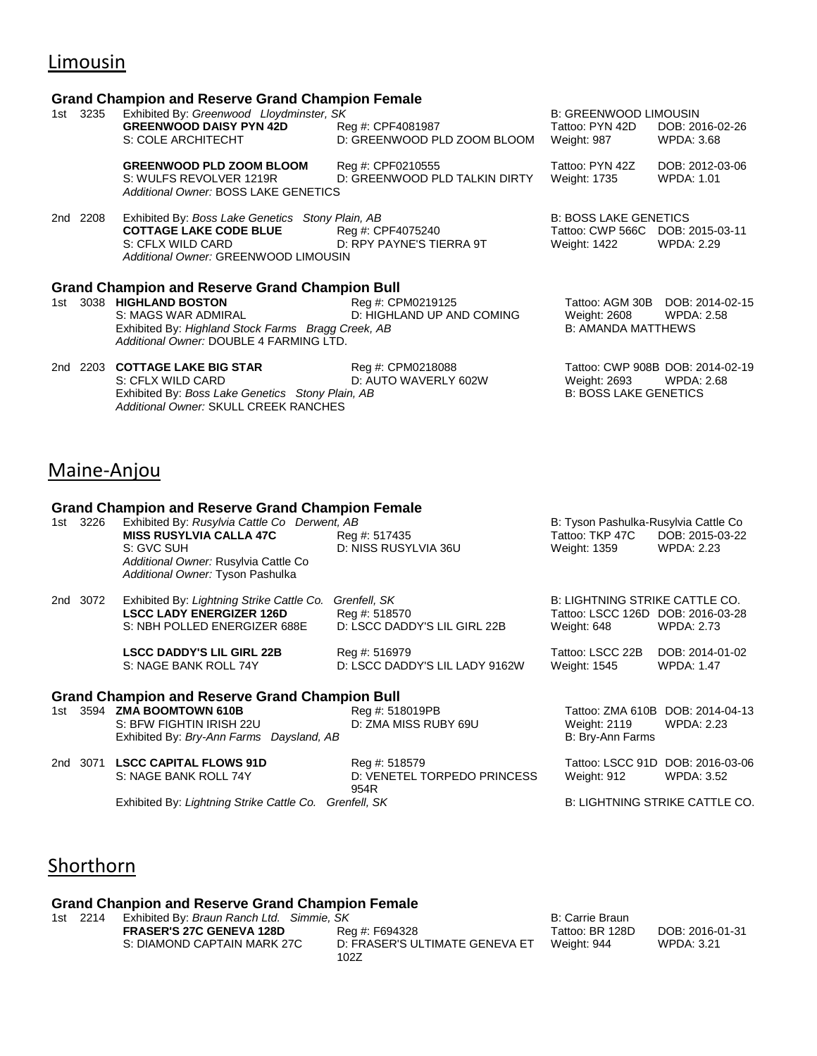## Limousin

### Grand Champion and Reserve Grand Champion Female

1st 3235 Exhibited By: *Greenwood Lloydminster, SK* — B: GREENWOOD LIMOUSIN

**GREENWOOD DAISY PYN 42D** Reg #: CPF4081987 Tattoo: PYN 42D DOB: 2016-02-26
S: COLE ARCHITECHT D: GREENWOOD PLD ZOOM BLOOM Weight: 987 WPDA: 3.68

**GREENWOOD PLD ZOOM BLOOM** Reg #: CPF0210555 Tattoo: PYN 42Z DOB: 2012-03-06
S: WULFS REVOLVER 1219R D: GREENWOOD PLD TALKIN DIRTY Weight: 1735 WPDA: 1.01
*Additional Owner:* BOSS LAKE GENETICS

2nd 2208 Exhibited By: *Boss Lake Genetics Stony Plain, AB* — B: BOSS LAKE GENETICS

**COTTAGE LAKE CODE BLUE** Reg #: CPF4075240 Tattoo: CWP 566C DOB: 2015-03-11
S: CFLX WILD CARD D: RPY PAYNE'S TIERRA 9T Weight: 1422 WPDA: 2.29
*Additional Owner:* GREENWOOD LIMOUSIN

### Grand Champion and Reserve Grand Champion Bull

1st 3038 **HIGHLAND BOSTON** Reg #: CPM0219125 Tattoo: AGM 30B DOB: 2014-02-15
S: MAGS WAR ADMIRAL D: HIGHLAND UP AND COMING Weight: 2608 WPDA: 2.58
Exhibited By: *Highland Stock Farms Bragg Creek, AB* — B: AMANDA MATTHEWS
*Additional Owner:* DOUBLE 4 FARMING LTD.

2nd 2203 **COTTAGE LAKE BIG STAR** Reg #: CPM0218088 Tattoo: CWP 908B DOB: 2014-02-19
S: CFLX WILD CARD D: AUTO WAVERLY 602W Weight: 2693 WPDA: 2.68
Exhibited By: *Boss Lake Genetics Stony Plain, AB* — B: BOSS LAKE GENETICS
*Additional Owner:* SKULL CREEK RANCHES

## Maine-Anjou

### Grand Champion and Reserve Grand Champion Female

1st 3226 Exhibited By: *Rusylvia Cattle Co Derwent, AB* — B: Tyson Pashulka-Rusylvia Cattle Co

**MISS RUSYLVIA CALLA 47C** Reg #: 517435 Tattoo: TKP 47C DOB: 2015-03-22
S: GVC SUH D: NISS RUSYLVIA 36U Weight: 1359 WPDA: 2.23
*Additional Owner:* Rusylvia Cattle Co
*Additional Owner:* Tyson Pashulka

2nd 3072 Exhibited By: *Lightning Strike Cattle Co. Grenfell, SK* — B: LIGHTNING STRIKE CATTLE CO.

**LSCC LADY ENERGIZER 126D** Reg #: 518570 Tattoo: LSCC 126D DOB: 2016-03-28
S: NBH POLLED ENERGIZER 688E D: LSCC DADDY'S LIL GIRL 22B Weight: 648 WPDA: 2.73

**LSCC DADDY'S LIL GIRL 22B** Reg #: 516979 Tattoo: LSCC 22B DOB: 2014-01-02
S: NAGE BANK ROLL 74Y D: LSCC DADDY'S LIL LADY 9162W Weight: 1545 WPDA: 1.47

### Grand Champion and Reserve Grand Champion Bull

1st 3594 **ZMA BOOMTOWN 610B** Reg #: 518019PB Tattoo: ZMA 610B DOB: 2014-04-13
S: BFW FIGHTIN IRISH 22U D: ZMA MISS RUBY 69U Weight: 2119 WPDA: 2.23
Exhibited By: *Bry-Ann Farms Daysland, AB* — B: Bry-Ann Farms

2nd 3071 **LSCC CAPITAL FLOWS 91D** Reg #: 518579 Tattoo: LSCC 91D DOB: 2016-03-06
S: NAGE BANK ROLL 74Y D: VENETEL TORPEDO PRINCESS 954R Weight: 912 WPDA: 3.52
Exhibited By: *Lightning Strike Cattle Co. Grenfell, SK* — B: LIGHTNING STRIKE CATTLE CO.

## Shorthorn

### Grand Chanpion and Reserve Grand Champion Female

1st 2214 Exhibited By: *Braun Ranch Ltd. Simmie, SK* — B: Carrie Braun

**FRASER'S 27C GENEVA 128D** Reg #: F694328 Tattoo: BR 128D DOB: 2016-01-31
S: DIAMOND CAPTAIN MARK 27C D: FRASER'S ULTIMATE GENEVA ET 102Z Weight: 944 WPDA: 3.21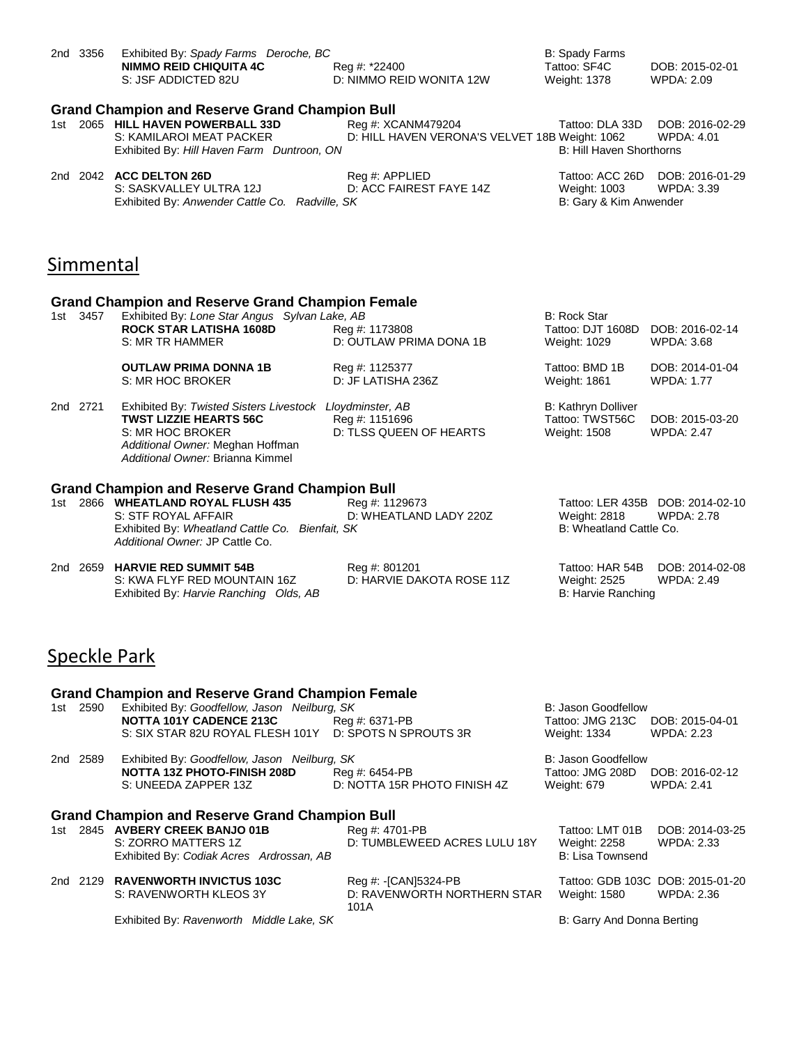2nd 3356 Exhibited By: *Spady Farms Deroche, BC* B: Spady Farms
**NIMMO REID CHIQUITA 4C** Reg #: *22400 Tattoo: SF4C DOB: 2015-02-01
S: JSF ADDICTED 82U D: NIMMO REID WONITA 12W Weight: 1378 WPDA: 2.09

**Grand Champion and Reserve Grand Champion Bull**

1st 2065 **HILL HAVEN POWERBALL 33D** Reg #: XCANM479204 Tattoo: DLA 33D DOB: 2016-02-29
S: KAMILAROI MEAT PACKER D: HILL HAVEN VERONA'S VELVET 18B Weight: 1062 WPDA: 4.01
Exhibited By: *Hill Haven Farm Duntroon, ON* B: Hill Haven Shorthorns

2nd 2042 **ACC DELTON 26D** Reg #: APPLIED Tattoo: ACC 26D DOB: 2016-01-29
S: SASKVALLEY ULTRA 12J D: ACC FAIREST FAYE 14Z Weight: 1003 WPDA: 3.39
Exhibited By: *Anwender Cattle Co. Radville, SK* B: Gary & Kim Anwender

## Simmental

**Grand Champion and Reserve Grand Champion Female**

1st 3457 Exhibited By: *Lone Star Angus Sylvan Lake, AB* B: Rock Star
**ROCK STAR LATISHA 1608D** Reg #: 1173808 Tattoo: DJT 1608D DOB: 2016-02-14
S: MR TR HAMMER D: OUTLAW PRIMA DONA 1B Weight: 1029 WPDA: 3.68

**OUTLAW PRIMA DONNA 1B** Reg #: 1125377 Tattoo: BMD 1B DOB: 2014-01-04
S: MR HOC BROKER D: JF LATISHA 236Z Weight: 1861 WPDA: 1.77

2nd 2721 Exhibited By: *Twisted Sisters Livestock Lloydminster, AB* B: Kathryn Dolliver
**TWST LIZZIE HEARTS 56C** Reg #: 1151696 Tattoo: TWST56C DOB: 2015-03-20
S: MR HOC BROKER D: TLSS QUEEN OF HEARTS Weight: 1508 WPDA: 2.47
*Additional Owner:* Meghan Hoffman
*Additional Owner:* Brianna Kimmel

**Grand Champion and Reserve Grand Champion Bull**

1st 2866 **WHEATLAND ROYAL FLUSH 435** Reg #: 1129673 Tattoo: LER 435B DOB: 2014-02-10
S: STF ROYAL AFFAIR D: WHEATLAND LADY 220Z Weight: 2818 WPDA: 2.78
Exhibited By: *Wheatland Cattle Co. Bienfait, SK* B: Wheatland Cattle Co.
*Additional Owner:* JP Cattle Co.

2nd 2659 **HARVIE RED SUMMIT 54B** Reg #: 801201 Tattoo: HAR 54B DOB: 2014-02-08
S: KWA FLYF RED MOUNTAIN 16Z D: HARVIE DAKOTA ROSE 11Z Weight: 2525 WPDA: 2.49
Exhibited By: *Harvie Ranching Olds, AB* B: Harvie Ranching

## Speckle Park

**Grand Champion and Reserve Grand Champion Female**

1st 2590 Exhibited By: *Goodfellow, Jason Neilburg, SK* B: Jason Goodfellow
**NOTTA 101Y CADENCE 213C** Reg #: 6371-PB Tattoo: JMG 213C DOB: 2015-04-01
S: SIX STAR 82U ROYAL FLESH 101Y D: SPOTS N SPROUTS 3R Weight: 1334 WPDA: 2.23

2nd 2589 Exhibited By: *Goodfellow, Jason Neilburg, SK* B: Jason Goodfellow
**NOTTA 13Z PHOTO-FINISH 208D** Reg #: 6454-PB Tattoo: JMG 208D DOB: 2016-02-12
S: UNEEDA ZAPPER 13Z D: NOTTA 15R PHOTO FINISH 4Z Weight: 679 WPDA: 2.41

**Grand Champion and Reserve Grand Champion Bull**

1st 2845 **AVBERY CREEK BANJO 01B** Reg #: 4701-PB Tattoo: LMT 01B DOB: 2014-03-25
S: ZORRO MATTERS 1Z D: TUMBLEWEED ACRES LULU 18Y Weight: 2258 WPDA: 2.33
Exhibited By: *Codiak Acres Ardrossan, AB* B: Lisa Townsend

2nd 2129 **RAVENWORTH INVICTUS 103C** Reg #: -[CAN]5324-PB Tattoo: GDB 103C DOB: 2015-01-20
S: RAVENWORTH KLEOS 3Y D: RAVENWORTH NORTHERN STAR 101A Weight: 1580 WPDA: 2.36
Exhibited By: *Ravenworth Middle Lake, SK* B: Garry And Donna Berting